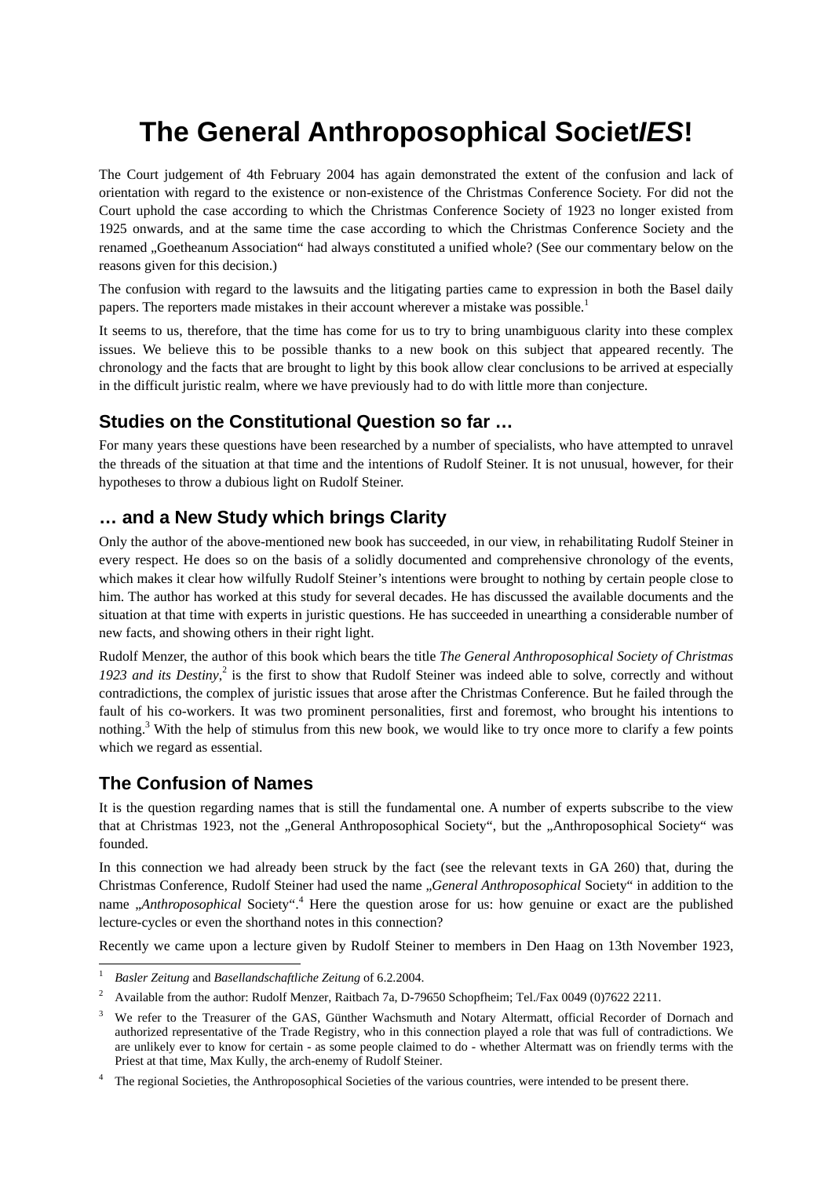# The General Anthroposophical Societ*IES*!

The Court judgement of 4th February 2004 has again demonstrated the extent of the confusion and lack of orientation with regard to the existence or non-existence of the Christmas Conference Society. For did not the Court uphold the case according to which the Christmas Conference Society of 1923 no longer existed from 1925 onwards, and at the same time the case according to which the Christmas Conference Society and the renamed „Goetheanum Association" had always constituted a unified whole? (See our commentary below on the reasons given for this decision.)

The confusion with regard to the lawsuits and the litigating parties came to expression in both the Basel daily papers. The reporters made mistakes in their account wherever a mistake was possible.[1]

It seems to us, therefore, that the time has come for us to try to bring unambiguous clarity into these complex issues. We believe this to be possible thanks to a new book on this subject that appeared recently. The chronology and the facts that are brought to light by this book allow clear conclusions to be arrived at especially in the difficult juristic realm, where we have previously had to do with little more than conjecture.

## Studies on the Constitutional Question so far …

For many years these questions have been researched by a number of specialists, who have attempted to unravel the threads of the situation at that time and the intentions of Rudolf Steiner. It is not unusual, however, for their hypotheses to throw a dubious light on Rudolf Steiner.

## … and a New Study which brings Clarity

Only the author of the above-mentioned new book has succeeded, in our view, in rehabilitating Rudolf Steiner in every respect. He does so on the basis of a solidly documented and comprehensive chronology of the events, which makes it clear how wilfully Rudolf Steiner's intentions were brought to nothing by certain people close to him. The author has worked at this study for several decades. He has discussed the available documents and the situation at that time with experts in juristic questions. He has succeeded in unearthing a considerable number of new facts, and showing others in their right light.

Rudolf Menzer, the author of this book which bears the title *The General Anthroposophical Society of Christmas 1923 and its Destiny*,[2] is the first to show that Rudolf Steiner was indeed able to solve, correctly and without contradictions, the complex of juristic issues that arose after the Christmas Conference. But he failed through the fault of his co-workers. It was two prominent personalities, first and foremost, who brought his intentions to nothing.[3] With the help of stimulus from this new book, we would like to try once more to clarify a few points which we regard as essential.

## The Confusion of Names

It is the question regarding names that is still the fundamental one. A number of experts subscribe to the view that at Christmas 1923, not the „General Anthroposophical Society", but the „Anthroposophical Society" was founded.

In this connection we had already been struck by the fact (see the relevant texts in GA 260) that, during the Christmas Conference, Rudolf Steiner had used the name „*General Anthroposophical* Society" in addition to the name „*Anthroposophical* Society".[4] Here the question arose for us: how genuine or exact are the published lecture-cycles or even the shorthand notes in this connection?

Recently we came upon a lecture given by Rudolf Steiner to members in Den Haag on 13th November 1923,

---

[1] *Basler Zeitung* and *Basellandschaftliche Zeitung* of 6.2.2004.

[2] Available from the author: Rudolf Menzer, Raitbach 7a, D-79650 Schopfheim; Tel./Fax 0049 (0)7622 2211.

[3] We refer to the Treasurer of the GAS, Günther Wachsmuth and Notary Altermatt, official Recorder of Dornach and authorized representative of the Trade Registry, who in this connection played a role that was full of contradictions. We are unlikely ever to know for certain - as some people claimed to do - whether Altermatt was on friendly terms with the Priest at that time, Max Kully, the arch-enemy of Rudolf Steiner.

[4] The regional Societies, the Anthroposophical Societies of the various countries, were intended to be present there.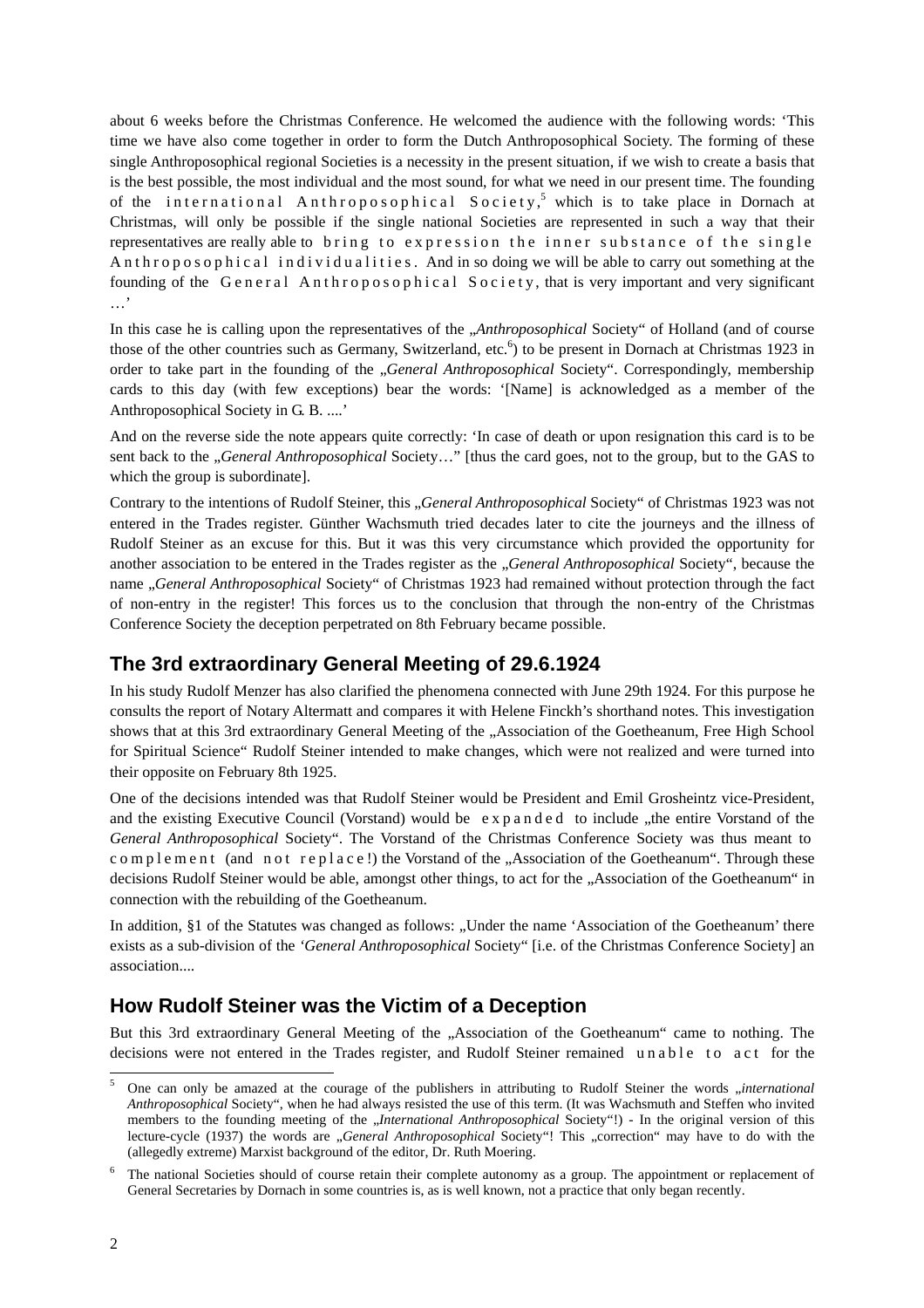about 6 weeks before the Christmas Conference. He welcomed the audience with the following words: ‘This time we have also come together in order to form the Dutch Anthroposophical Society. The forming of these single Anthroposophical regional Societies is a necessity in the present situation, if we wish to create a basis that is the best possible, the most individual and the most sound, for what we need in our present time. The founding of the international Anthroposophical Society,[5] which is to take place in Dornach at Christmas, will only be possible if the single national Societies are represented in such a way that their representatives are really able to bring to expression the inner substance of the single Anthroposophical individualities. And in so doing we will be able to carry out something at the founding of the General Anthroposophical Society, that is very important and very significant …’

In this case he is calling upon the representatives of the „*Anthroposophical* Society“ of Holland (and of course those of the other countries such as Germany, Switzerland, etc.[6]) to be present in Dornach at Christmas 1923 in order to take part in the founding of the „*General Anthroposophical* Society“. Correspondingly, membership cards to this day (with few exceptions) bear the words: ‘[Name] is acknowledged as a member of the Anthroposophical Society in G. B. ....’

And on the reverse side the note appears quite correctly: ‘In case of death or upon resignation this card is to be sent back to the „*General Anthroposophical* Society…” [thus the card goes, not to the group, but to the GAS to which the group is subordinate].

Contrary to the intentions of Rudolf Steiner, this „*General Anthroposophical* Society“ of Christmas 1923 was not entered in the Trades register. Günther Wachsmuth tried decades later to cite the journeys and the illness of Rudolf Steiner as an excuse for this. But it was this very circumstance which provided the opportunity for another association to be entered in the Trades register as the „*General Anthroposophical* Society“, because the name „*General Anthroposophical* Society“ of Christmas 1923 had remained without protection through the fact of non-entry in the register! This forces us to the conclusion that through the non-entry of the Christmas Conference Society the deception perpetrated on 8th February became possible.

## The 3rd extraordinary General Meeting of 29.6.1924

In his study Rudolf Menzer has also clarified the phenomena connected with June 29th 1924. For this purpose he consults the report of Notary Altermatt and compares it with Helene Finckh’s shorthand notes. This investigation shows that at this 3rd extraordinary General Meeting of the „Association of the Goetheanum, Free High School for Spiritual Science“ Rudolf Steiner intended to make changes, which were not realized and were turned into their opposite on February 8th 1925.

One of the decisions intended was that Rudolf Steiner would be President and Emil Grosheintz vice-President, and the existing Executive Council (Vorstand) would be expanded to include „the entire Vorstand of the *General Anthroposophical* Society“. The Vorstand of the Christmas Conference Society was thus meant to complement (and not replace!) the Vorstand of the „Association of the Goetheanum“. Through these decisions Rudolf Steiner would be able, amongst other things, to act for the „Association of the Goetheanum“ in connection with the rebuilding of the Goetheanum.

In addition, §1 of the Statutes was changed as follows: „Under the name ‘Association of the Goetheanum’ there exists as a sub-division of the ‘*General Anthroposophical* Society“ [i.e. of the Christmas Conference Society] an association....

## How Rudolf Steiner was the Victim of a Deception

But this 3rd extraordinary General Meeting of the „Association of the Goetheanum“ came to nothing. The decisions were not entered in the Trades register, and Rudolf Steiner remained unable to act for the

---

[5] One can only be amazed at the courage of the publishers in attributing to Rudolf Steiner the words „*international Anthroposophical* Society“, when he had always resisted the use of this term. (It was Wachsmuth and Steffen who invited members to the founding meeting of the „*International Anthroposophical* Society“!) - In the original version of this lecture-cycle (1937) the words are „*General Anthroposophical* Society“! This „correction“ may have to do with the (allegedly extreme) Marxist background of the editor, Dr. Ruth Moering.

[6] The national Societies should of course retain their complete autonomy as a group. The appointment or replacement of General Secretaries by Dornach in some countries is, as is well known, not a practice that only began recently.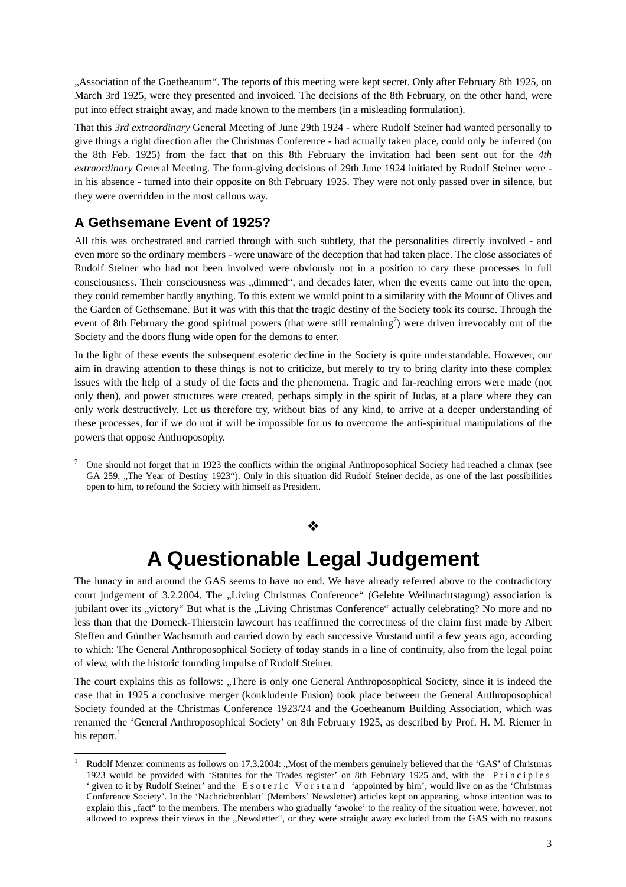„Association of the Goetheanum“. The reports of this meeting were kept secret. Only after February 8th 1925, on March 3rd 1925, were they presented and invoiced. The decisions of the 8th February, on the other hand, were put into effect straight away, and made known to the members (in a misleading formulation).

That this *3rd extraordinary* General Meeting of June 29th 1924 - where Rudolf Steiner had wanted personally to give things a right direction after the Christmas Conference - had actually taken place, could only be inferred (on the 8th Feb. 1925) from the fact that on this 8th February the invitation had been sent out for the *4th extraordinary* General Meeting. The form-giving decisions of 29th June 1924 initiated by Rudolf Steiner were - in his absence - turned into their opposite on 8th February 1925. They were not only passed over in silence, but they were overridden in the most callous way.

## A Gethsemane Event of 1925?

All this was orchestrated and carried through with such subtlety, that the personalities directly involved - and even more so the ordinary members - were unaware of the deception that had taken place. The close associates of Rudolf Steiner who had not been involved were obviously not in a position to cary these processes in full consciousness. Their consciousness was „dimmed“, and decades later, when the events came out into the open, they could remember hardly anything. To this extent we would point to a similarity with the Mount of Olives and the Garden of Gethsemane. But it was with this that the tragic destiny of the Society took its course. Through the event of 8th February the good spiritual powers (that were still remaining[7]) were driven irrevocably out of the Society and the doors flung wide open for the demons to enter.

In the light of these events the subsequent esoteric decline in the Society is quite understandable. However, our aim in drawing attention to these things is not to criticize, but merely to try to bring clarity into these complex issues with the help of a study of the facts and the phenomena. Tragic and far-reaching errors were made (not only then), and power structures were created, perhaps simply in the spirit of Judas, at a place where they can only work destructively. Let us therefore try, without bias of any kind, to arrive at a deeper understanding of these processes, for if we do not it will be impossible for us to overcome the anti-spiritual manipulations of the powers that oppose Anthroposophy.

[7] One should not forget that in 1923 the conflicts within the original Anthroposophical Society had reached a climax (see GA 259, „The Year of Destiny 1923“). Only in this situation did Rudolf Steiner decide, as one of the last possibilities open to him, to refound the Society with himself as President.

❖

# A Questionable Legal Judgement

The lunacy in and around the GAS seems to have no end. We have already referred above to the contradictory court judgement of 3.2.2004. The „Living Christmas Conference“ (Gelebte Weihnachtstagung) association is jubilant over its „victory“ But what is the „Living Christmas Conference“ actually celebrating? No more and no less than that the Dorneck-Thierstein lawcourt has reaffirmed the correctness of the claim first made by Albert Steffen and Günther Wachsmuth and carried down by each successive Vorstand until a few years ago, according to which: The General Anthroposophical Society of today stands in a line of continuity, also from the legal point of view, with the historic founding impulse of Rudolf Steiner.

The court explains this as follows: „There is only one General Anthroposophical Society, since it is indeed the case that in 1925 a conclusive merger (konkludente Fusion) took place between the General Anthroposophical Society founded at the Christmas Conference 1923/24 and the Goetheanum Building Association, which was renamed the 'General Anthroposophical Society' on 8th February 1925, as described by Prof. H. M. Riemer in his report.[1]

[1] Rudolf Menzer comments as follows on 17.3.2004: „Most of the members genuinely believed that the 'GAS' of Christmas 1923 would be provided with 'Statutes for the Trades register' on 8th February 1925 and, with the 'Principles' given to it by Rudolf Steiner' and the 'Esoteric Vorstand 'appointed by him', would live on as the 'Christmas Conference Society'. In the 'Nachrichtenblatt' (Members' Newsletter) articles kept on appearing, whose intention was to explain this „fact“ to the members. The members who gradually 'awoke' to the reality of the situation were, however, not allowed to express their views in the „Newsletter“, or they were straight away excluded from the GAS with no reasons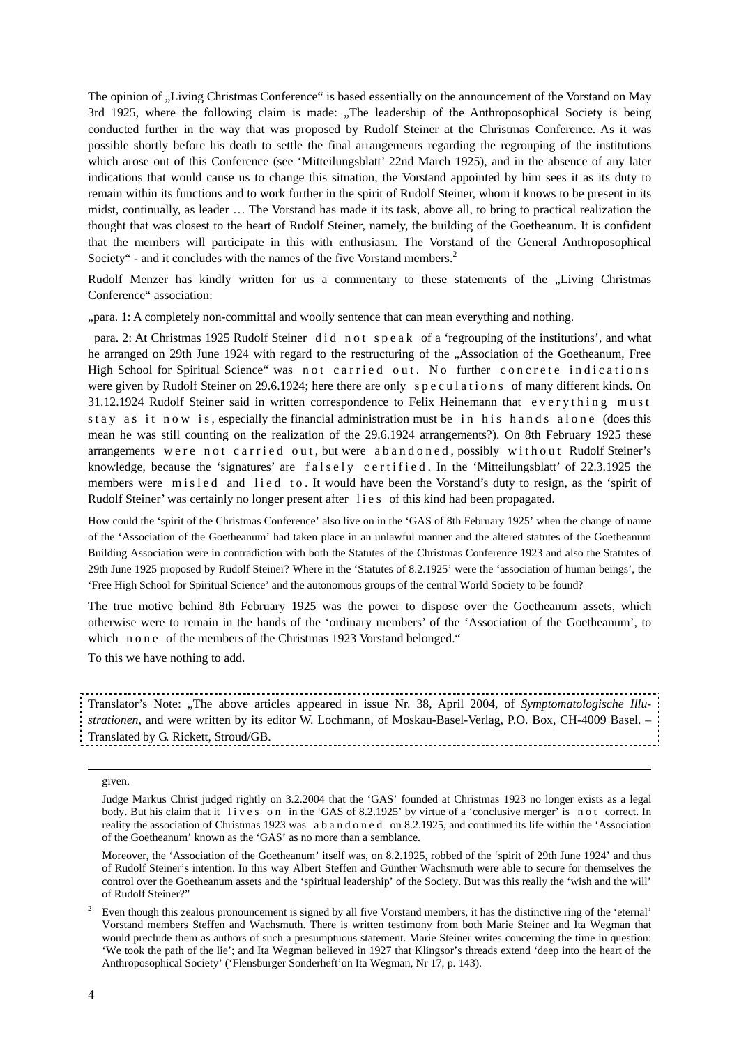The opinion of „Living Christmas Conference" is based essentially on the announcement of the Vorstand on May 3rd 1925, where the following claim is made: „The leadership of the Anthroposophical Society is being conducted further in the way that was proposed by Rudolf Steiner at the Christmas Conference. As it was possible shortly before his death to settle the final arrangements regarding the regrouping of the institutions which arose out of this Conference (see 'Mitteilungsblatt' 22nd March 1925), and in the absence of any later indications that would cause us to change this situation, the Vorstand appointed by him sees it as its duty to remain within its functions and to work further in the spirit of Rudolf Steiner, whom it knows to be present in its midst, continually, as leader … The Vorstand has made it its task, above all, to bring to practical realization the thought that was closest to the heart of Rudolf Steiner, namely, the building of the Goetheanum. It is confident that the members will participate in this with enthusiasm. The Vorstand of the General Anthroposophical Society" - and it concludes with the names of the five Vorstand members.[2]

Rudolf Menzer has kindly written for us a commentary to these statements of the „Living Christmas Conference" association:

„para. 1: A completely non-committal and woolly sentence that can mean everything and nothing.

para. 2: At Christmas 1925 Rudolf Steiner *did not speak* of a 'regrouping of the institutions', and what he arranged on 29th June 1924 with regard to the restructuring of the „Association of the Goetheanum, Free High School for Spiritual Science" was *not carried out. No further concrete indications* were given by Rudolf Steiner on 29.6.1924; here there are only *speculations* of many different kinds. On 31.12.1924 Rudolf Steiner said in written correspondence to Felix Heinemann that *everything must stay as it now is*, especially the financial administration must be *in his hands alone* (does this mean he was still counting on the realization of the 29.6.1924 arrangements?). On 8th February 1925 these arrangements *were not carried out*, but were *abandoned*, possibly *without* Rudolf Steiner's knowledge, because the 'signatures' are *falsely certified*. In the 'Mitteilungsblatt' of 22.3.1925 the members were *misled* and *lied to*. It would have been the Vorstand's duty to resign, as the 'spirit of Rudolf Steiner' was certainly no longer present after *lies* of this kind had been propagated.

How could the 'spirit of the Christmas Conference' also live on in the 'GAS of 8th February 1925' when the change of name of the 'Association of the Goetheanum' had taken place in an unlawful manner and the altered statutes of the Goetheanum Building Association were in contradiction with both the Statutes of the Christmas Conference 1923 and also the Statutes of 29th June 1925 proposed by Rudolf Steiner? Where in the 'Statutes of 8.2.1925' were the 'association of human beings', the 'Free High School for Spiritual Science' and the autonomous groups of the central World Society to be found?

The true motive behind 8th February 1925 was the power to dispose over the Goetheanum assets, which otherwise were to remain in the hands of the 'ordinary members' of the 'Association of the Goetheanum', to which *none* of the members of the Christmas 1923 Vorstand belonged."

To this we have nothing to add.

Translator's Note: „The above articles appeared in issue Nr. 38, April 2004, of *Symptomatologische Illustrationen*, and were written by its editor W. Lochmann, of Moskau-Basel-Verlag, P.O. Box, CH-4009 Basel. – Translated by G. Rickett, Stroud/GB.

---

given.

Judge Markus Christ judged rightly on 3.2.2004 that the 'GAS' founded at Christmas 1923 no longer exists as a legal body. But his claim that it *lives on* in the 'GAS of 8.2.1925' by virtue of a 'conclusive merger' is *not* correct. In reality the association of Christmas 1923 was *abandoned* on 8.2.1925, and continued its life within the 'Association of the Goetheanum' known as the 'GAS' as no more than a semblance.

Moreover, the 'Association of the Goetheanum' itself was, on 8.2.1925, robbed of the 'spirit of 29th June 1924' and thus of Rudolf Steiner's intention. In this way Albert Steffen and Günther Wachsmuth were able to secure for themselves the control over the Goetheanum assets and the 'spiritual leadership' of the Society. But was this really the 'wish and the will' of Rudolf Steiner?"

[2] Even though this zealous pronouncement is signed by all five Vorstand members, it has the distinctive ring of the 'eternal' Vorstand members Steffen and Wachsmuth. There is written testimony from both Marie Steiner and Ita Wegman that would preclude them as authors of such a presumptuous statement. Marie Steiner writes concerning the time in question: 'We took the path of the lie'; and Ita Wegman believed in 1927 that Klingsor's threads extend 'deep into the heart of the Anthroposophical Society' ('Flensburger Sonderheft'on Ita Wegman, Nr 17, p. 143).